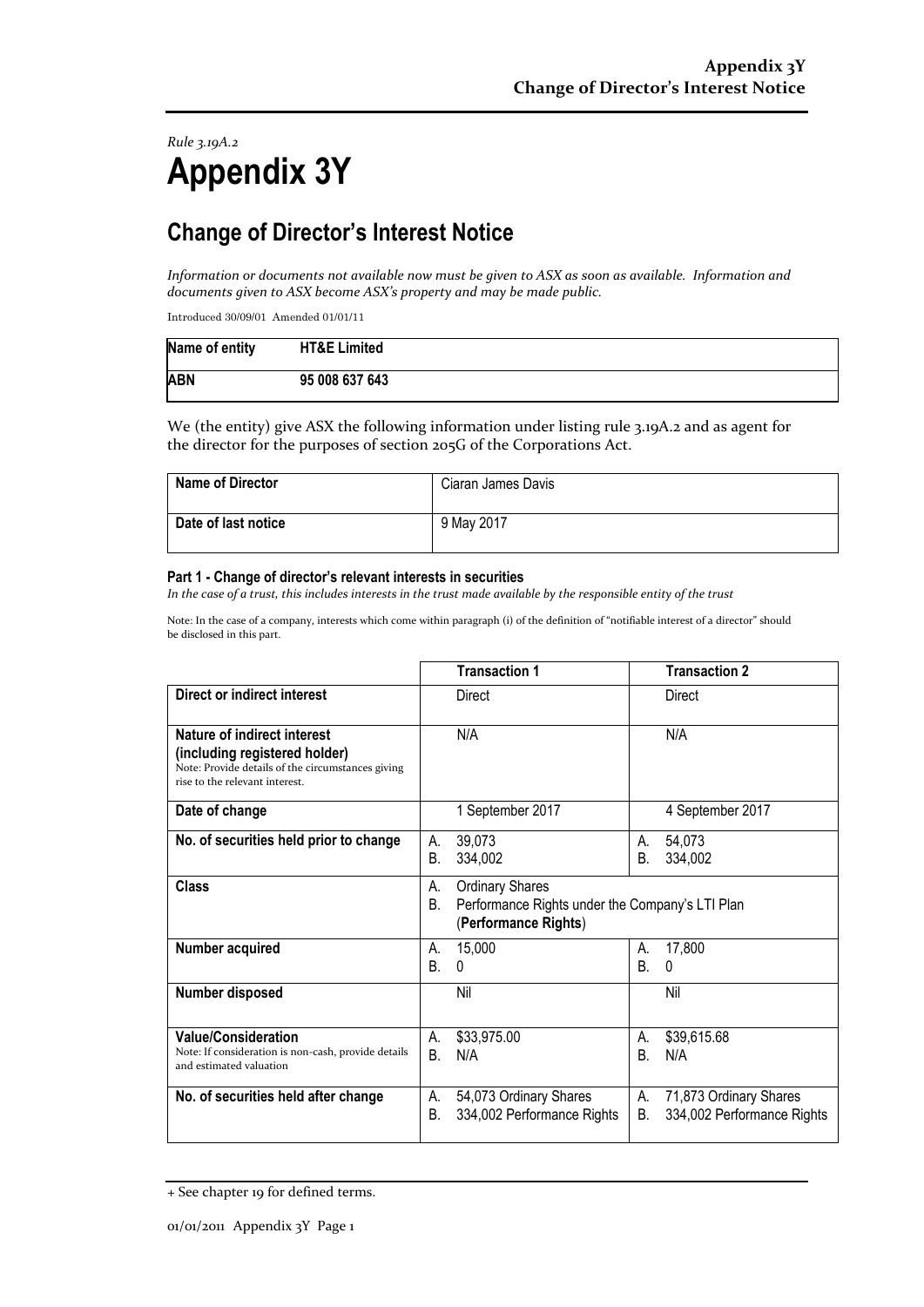*Rule 3.19A.2*

# Appendix 3Y

## Change of Director's Interest Notice

*Information or documents not available now must be given to ASX as soon as available. Information and documents given to ASX become ASX's property and may be made public.*

Introduced 30/09/01 Amended 01/01/11

| **Name of entity** | **HT&E Limited** |
|---|---|
| **ABN** | **95 008 637 643** |

We (the entity) give ASX the following information under listing rule 3.19A.2 and as agent for the director for the purposes of section 205G of the Corporations Act.

| **Name of Director** | Ciaran James Davis |
|---|---|
| **Date of last notice** | 9 May 2017 |

**Part 1 - Change of director's relevant interests in securities**

*In the case of a trust, this includes interests in the trust made available by the responsible entity of the trust*

Note: In the case of a company, interests which come within paragraph (i) of the definition of "notifiable interest of a director" should be disclosed in this part.

| | **Transaction 1** | **Transaction 2** |
|---|---|---|
| **Direct or indirect interest** | Direct | Direct |
| **Nature of indirect interest (including registered holder)** Note: Provide details of the circumstances giving rise to the relevant interest. | N/A | N/A |
| **Date of change** | 1 September 2017 | 4 September 2017 |
| **No. of securities held prior to change** | A. 39,073<br>B. 334,002 | A. 54,073<br>B. 334,002 |
| **Class** | A. Ordinary Shares<br>B. Performance Rights under the Company's LTI Plan (**Performance Rights**) | |
| **Number acquired** | A. 15,000<br>B. 0 | A. 17,800<br>B. 0 |
| **Number disposed** | Nil | Nil |
| **Value/Consideration** Note: If consideration is non-cash, provide details and estimated valuation | A. $33,975.00<br>B. N/A | A. $39,615.68<br>B. N/A |
| **No. of securities held after change** | A. 54,073 Ordinary Shares<br>B. 334,002 Performance Rights | A. 71,873 Ordinary Shares<br>B. 334,002 Performance Rights |

+ See chapter 19 for defined terms.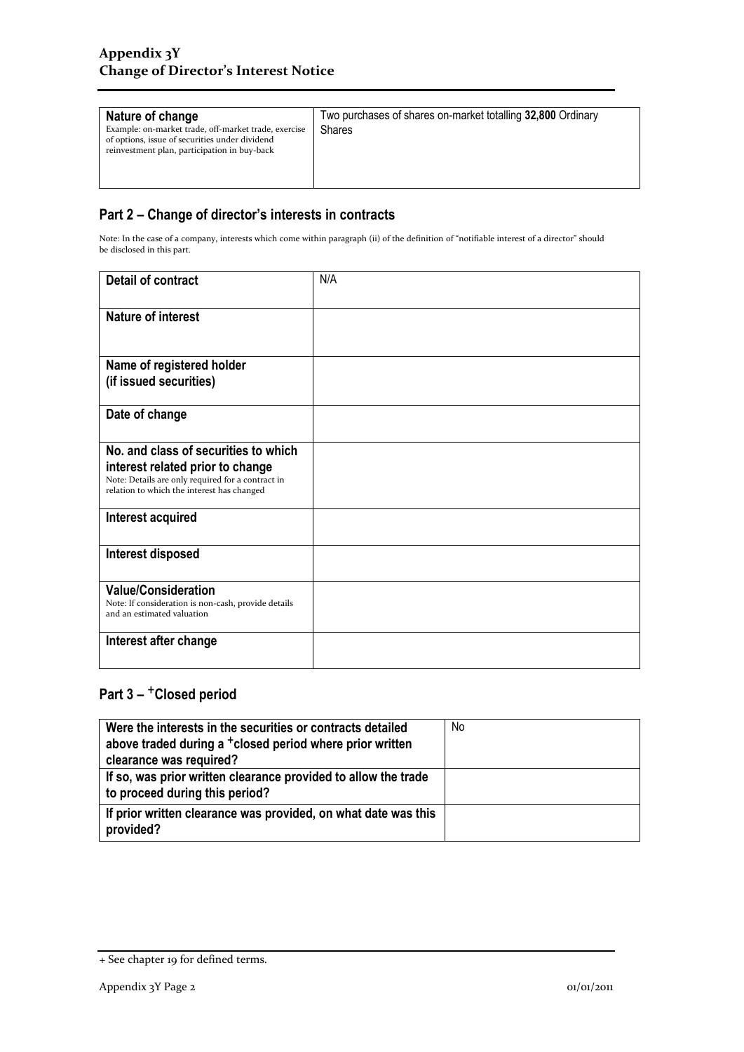| | |
|---|---|
| **Nature of change**<br>Example: on-market trade, off-market trade, exercise of options, issue of securities under dividend reinvestment plan, participation in buy-back | Two purchases of shares on-market totalling **32,800** Ordinary Shares |

## Part 2 – Change of director's interests in contracts

Note: In the case of a company, interests which come within paragraph (ii) of the definition of "notifiable interest of a director" should be disclosed in this part.

| | |
|---|---|
| **Detail of contract** | N/A |
| **Nature of interest** | |
| **Name of registered holder (if issued securities)** | |
| **Date of change** | |
| **No. and class of securities to which interest related prior to change**<br>Note: Details are only required for a contract in relation to which the interest has changed | |
| **Interest acquired** | |
| **Interest disposed** | |
| **Value/Consideration**<br>Note: If consideration is non-cash, provide details and an estimated valuation | |
| **Interest after change** | |

## Part 3 – +Closed period

| | |
|---|---|
| **Were the interests in the securities or contracts detailed above traded during a +closed period where prior written clearance was required?** | No |
| **If so, was prior written clearance provided to allow the trade to proceed during this period?** | |
| **If prior written clearance was provided, on what date was this provided?** | |

+ See chapter 19 for defined terms.